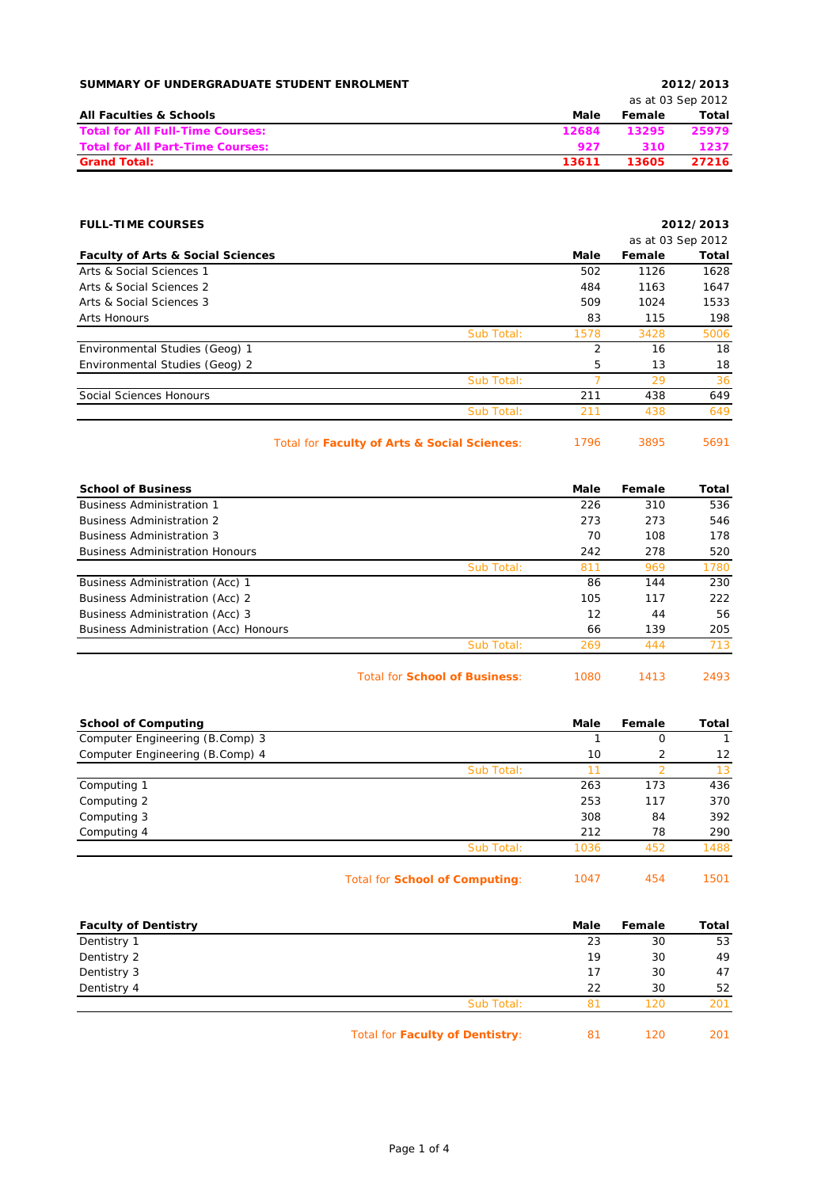**SUMMARY OF UNDERGRADUATE STUDENT ENROLMENT** — **2012/2013**

as at 03 Sep 2012

| All Faculties & Schools | Male | Female | Total |
|---|---|---|---|
| **Total for All Full-Time Courses:** | **12684** | **13295** | **25979** |
| **Total for All Part-Time Courses:** | **927** | **310** | **1237** |
| **Grand Total:** | **13611** | **13605** | **27216** |

**FULL-TIME COURSES** — **2012/2013**

as at 03 Sep 2012

| Faculty of Arts & Social Sciences | | Male | Female | Total |
|---|---|---|---|---|
| Arts & Social Sciences 1 | | 502 | 1126 | 1628 |
| Arts & Social Sciences 2 | | 484 | 1163 | 1647 |
| Arts & Social Sciences 3 | | 509 | 1024 | 1533 |
| Arts Honours | | 83 | 115 | 198 |
| | Sub Total: | 1578 | 3428 | 5006 |
| Environmental Studies (Geog) 1 | | 2 | 16 | 18 |
| Environmental Studies (Geog) 2 | | 5 | 13 | 18 |
| | Sub Total: | 7 | 29 | 36 |
| Social Sciences Honours | | 211 | 438 | 649 |
| | Sub Total: | 211 | 438 | 649 |
| | Total for **Faculty of Arts & Social Sciences**: | 1796 | 3895 | 5691 |

| School of Business | | Male | Female | Total |
|---|---|---|---|---|
| Business Administration 1 | | 226 | 310 | 536 |
| Business Administration 2 | | 273 | 273 | 546 |
| Business Administration 3 | | 70 | 108 | 178 |
| Business Administration Honours | | 242 | 278 | 520 |
| | Sub Total: | 811 | 969 | 1780 |
| Business Administration (Acc) 1 | | 86 | 144 | 230 |
| Business Administration (Acc) 2 | | 105 | 117 | 222 |
| Business Administration (Acc) 3 | | 12 | 44 | 56 |
| Business Administration (Acc) Honours | | 66 | 139 | 205 |
| | Sub Total: | 269 | 444 | 713 |
| | Total for **School of Business**: | 1080 | 1413 | 2493 |

| School of Computing | | Male | Female | Total |
|---|---|---|---|---|
| Computer Engineering (B.Comp) 3 | | 1 | 0 | 1 |
| Computer Engineering (B.Comp) 4 | | 10 | 2 | 12 |
| | Sub Total: | 11 | 2 | 13 |
| Computing 1 | | 263 | 173 | 436 |
| Computing 2 | | 253 | 117 | 370 |
| Computing 3 | | 308 | 84 | 392 |
| Computing 4 | | 212 | 78 | 290 |
| | Sub Total: | 1036 | 452 | 1488 |
| | Total for **School of Computing**: | 1047 | 454 | 1501 |

| Faculty of Dentistry | | Male | Female | Total |
|---|---|---|---|---|
| Dentistry 1 | | 23 | 30 | 53 |
| Dentistry 2 | | 19 | 30 | 49 |
| Dentistry 3 | | 17 | 30 | 47 |
| Dentistry 4 | | 22 | 30 | 52 |
| | Sub Total: | 81 | 120 | 201 |
| | Total for **Faculty of Dentistry**: | 81 | 120 | 201 |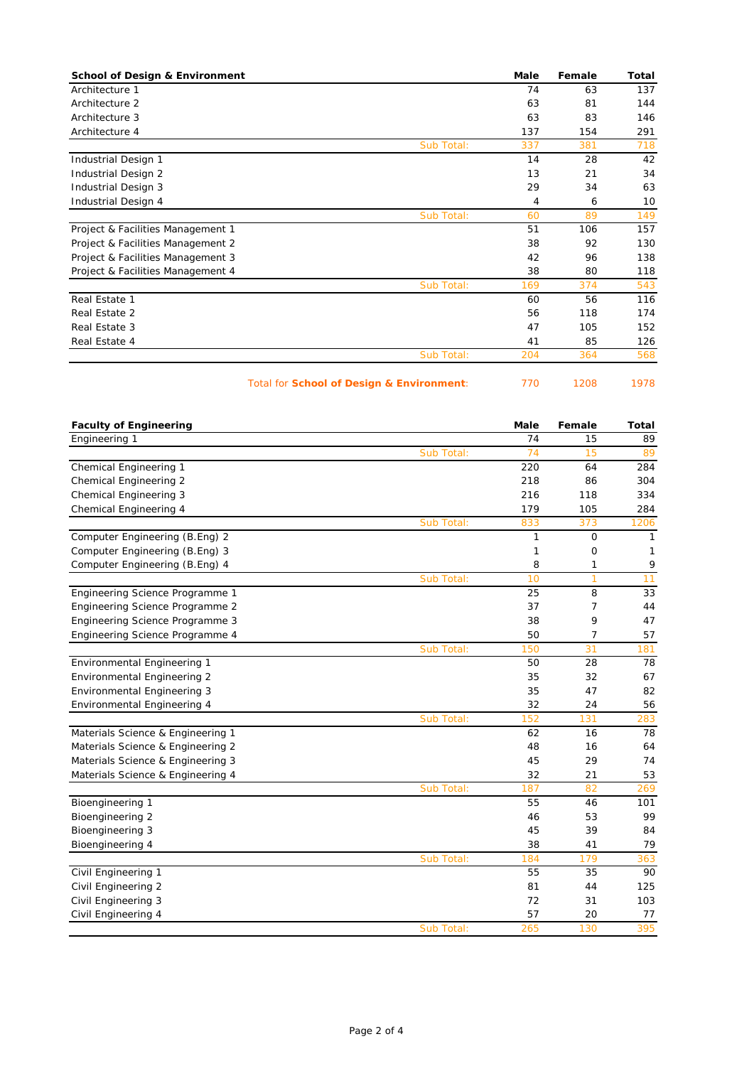| School of Design & Environment | | Male | Female | Total |
|---|---|---|---|---|
| Architecture 1 | | 74 | 63 | 137 |
| Architecture 2 | | 63 | 81 | 144 |
| Architecture 3 | | 63 | 83 | 146 |
| Architecture 4 | | 137 | 154 | 291 |
| | Sub Total: | 337 | 381 | 718 |
| Industrial Design 1 | | 14 | 28 | 42 |
| Industrial Design 2 | | 13 | 21 | 34 |
| Industrial Design 3 | | 29 | 34 | 63 |
| Industrial Design 4 | | 4 | 6 | 10 |
| | Sub Total: | 60 | 89 | 149 |
| Project & Facilities Management 1 | | 51 | 106 | 157 |
| Project & Facilities Management 2 | | 38 | 92 | 130 |
| Project & Facilities Management 3 | | 42 | 96 | 138 |
| Project & Facilities Management 4 | | 38 | 80 | 118 |
| | Sub Total: | 169 | 374 | 543 |
| Real Estate 1 | | 60 | 56 | 116 |
| Real Estate 2 | | 56 | 118 | 174 |
| Real Estate 3 | | 47 | 105 | 152 |
| Real Estate 4 | | 41 | 85 | 126 |
| | Sub Total: | 204 | 364 | 568 |
| | Total for **School of Design & Environment**: | 770 | 1208 | 1978 |

| Faculty of Engineering | | Male | Female | Total |
|---|---|---|---|---|
| Engineering 1 | | 74 | 15 | 89 |
| | Sub Total: | 74 | 15 | 89 |
| Chemical Engineering 1 | | 220 | 64 | 284 |
| Chemical Engineering 2 | | 218 | 86 | 304 |
| Chemical Engineering 3 | | 216 | 118 | 334 |
| Chemical Engineering 4 | | 179 | 105 | 284 |
| | Sub Total: | 833 | 373 | 1206 |
| Computer Engineering (B.Eng) 2 | | 1 | 0 | 1 |
| Computer Engineering (B.Eng) 3 | | 1 | 0 | 1 |
| Computer Engineering (B.Eng) 4 | | 8 | 1 | 9 |
| | Sub Total: | 10 | 1 | 11 |
| Engineering Science Programme 1 | | 25 | 8 | 33 |
| Engineering Science Programme 2 | | 37 | 7 | 44 |
| Engineering Science Programme 3 | | 38 | 9 | 47 |
| Engineering Science Programme 4 | | 50 | 7 | 57 |
| | Sub Total: | 150 | 31 | 181 |
| Environmental Engineering 1 | | 50 | 28 | 78 |
| Environmental Engineering 2 | | 35 | 32 | 67 |
| Environmental Engineering 3 | | 35 | 47 | 82 |
| Environmental Engineering 4 | | 32 | 24 | 56 |
| | Sub Total: | 152 | 131 | 283 |
| Materials Science & Engineering 1 | | 62 | 16 | 78 |
| Materials Science & Engineering 2 | | 48 | 16 | 64 |
| Materials Science & Engineering 3 | | 45 | 29 | 74 |
| Materials Science & Engineering 4 | | 32 | 21 | 53 |
| | Sub Total: | 187 | 82 | 269 |
| Bioengineering 1 | | 55 | 46 | 101 |
| Bioengineering 2 | | 46 | 53 | 99 |
| Bioengineering 3 | | 45 | 39 | 84 |
| Bioengineering 4 | | 38 | 41 | 79 |
| | Sub Total: | 184 | 179 | 363 |
| Civil Engineering 1 | | 55 | 35 | 90 |
| Civil Engineering 2 | | 81 | 44 | 125 |
| Civil Engineering 3 | | 72 | 31 | 103 |
| Civil Engineering 4 | | 57 | 20 | 77 |
| | Sub Total: | 265 | 130 | 395 |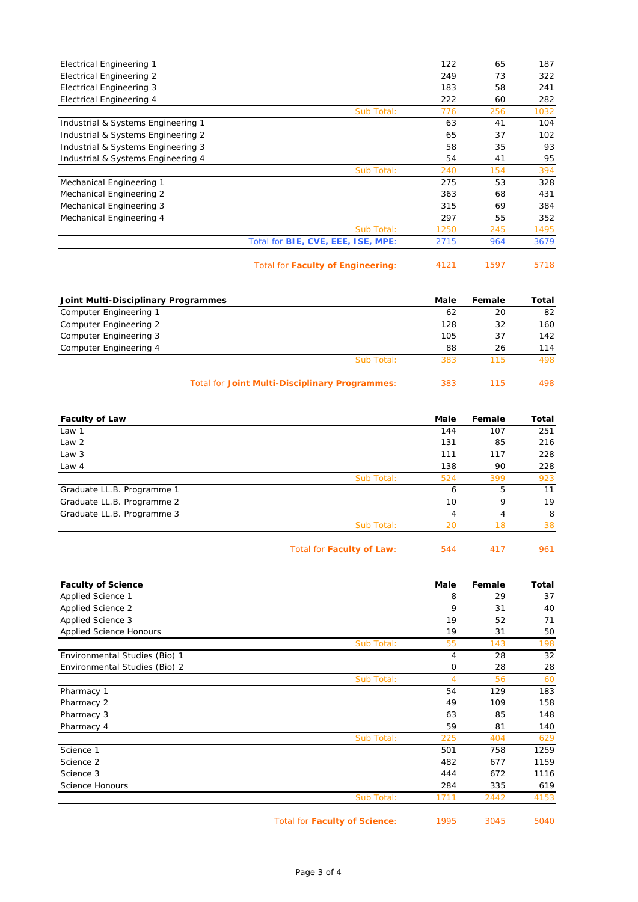| | Male | Female | Total |
|---|---|---|---|
| Electrical Engineering 1 | 122 | 65 | 187 |
| Electrical Engineering 2 | 249 | 73 | 322 |
| Electrical Engineering 3 | 183 | 58 | 241 |
| Electrical Engineering 4 | 222 | 60 | 282 |
| Sub Total: | 776 | 256 | 1032 |
| Industrial & Systems Engineering 1 | 63 | 41 | 104 |
| Industrial & Systems Engineering 2 | 65 | 37 | 102 |
| Industrial & Systems Engineering 3 | 58 | 35 | 93 |
| Industrial & Systems Engineering 4 | 54 | 41 | 95 |
| Sub Total: | 240 | 154 | 394 |
| Mechanical Engineering 1 | 275 | 53 | 328 |
| Mechanical Engineering 2 | 363 | 68 | 431 |
| Mechanical Engineering 3 | 315 | 69 | 384 |
| Mechanical Engineering 4 | 297 | 55 | 352 |
| Sub Total: | 1250 | 245 | 1495 |
| Total for **BIE, CVE, EEE, ISE, MPE**: | 2715 | 964 | 3679 |
| Total for **Faculty of Engineering**: | 4121 | 1597 | 5718 |

| **Joint Multi-Disciplinary Programmes** | **Male** | **Female** | **Total** |
|---|---|---|---|
| Computer Engineering 1 | 62 | 20 | 82 |
| Computer Engineering 2 | 128 | 32 | 160 |
| Computer Engineering 3 | 105 | 37 | 142 |
| Computer Engineering 4 | 88 | 26 | 114 |
| Sub Total: | 383 | 115 | 498 |
| Total for **Joint Multi-Disciplinary Programmes**: | 383 | 115 | 498 |

| **Faculty of Law** | **Male** | **Female** | **Total** |
|---|---|---|---|
| Law 1 | 144 | 107 | 251 |
| Law 2 | 131 | 85 | 216 |
| Law 3 | 111 | 117 | 228 |
| Law 4 | 138 | 90 | 228 |
| Sub Total: | 524 | 399 | 923 |
| Graduate LL.B. Programme 1 | 6 | 5 | 11 |
| Graduate LL.B. Programme 2 | 10 | 9 | 19 |
| Graduate LL.B. Programme 3 | 4 | 4 | 8 |
| Sub Total: | 20 | 18 | 38 |
| Total for **Faculty of Law**: | 544 | 417 | 961 |

| **Faculty of Science** | **Male** | **Female** | **Total** |
|---|---|---|---|
| Applied Science 1 | 8 | 29 | 37 |
| Applied Science 2 | 9 | 31 | 40 |
| Applied Science 3 | 19 | 52 | 71 |
| Applied Science Honours | 19 | 31 | 50 |
| Sub Total: | 55 | 143 | 198 |
| Environmental Studies (Bio) 1 | 4 | 28 | 32 |
| Environmental Studies (Bio) 2 | 0 | 28 | 28 |
| Sub Total: | 4 | 56 | 60 |
| Pharmacy 1 | 54 | 129 | 183 |
| Pharmacy 2 | 49 | 109 | 158 |
| Pharmacy 3 | 63 | 85 | 148 |
| Pharmacy 4 | 59 | 81 | 140 |
| Sub Total: | 225 | 404 | 629 |
| Science 1 | 501 | 758 | 1259 |
| Science 2 | 482 | 677 | 1159 |
| Science 3 | 444 | 672 | 1116 |
| Science Honours | 284 | 335 | 619 |
| Sub Total: | 1711 | 2442 | 4153 |
| Total for **Faculty of Science**: | 1995 | 3045 | 5040 |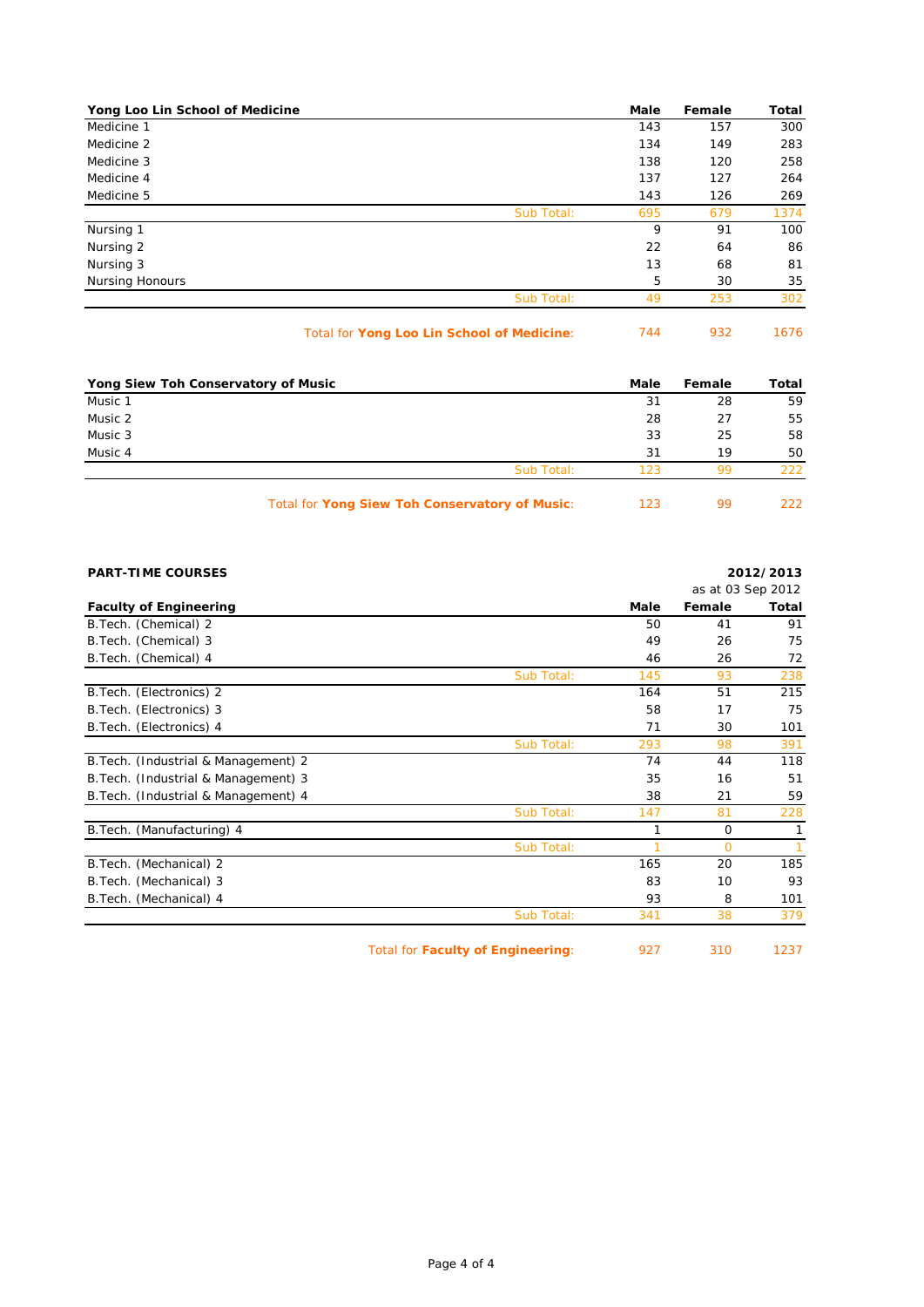| Yong Loo Lin School of Medicine | | Male | Female | Total |
|---|---|---|---|---|
| Medicine 1 | | 143 | 157 | 300 |
| Medicine 2 | | 134 | 149 | 283 |
| Medicine 3 | | 138 | 120 | 258 |
| Medicine 4 | | 137 | 127 | 264 |
| Medicine 5 | | 143 | 126 | 269 |
| | Sub Total: | 695 | 679 | 1374 |
| Nursing 1 | | 9 | 91 | 100 |
| Nursing 2 | | 22 | 64 | 86 |
| Nursing 3 | | 13 | 68 | 81 |
| Nursing Honours | | 5 | 30 | 35 |
| | Sub Total: | 49 | 253 | 302 |
| | Total for **Yong Loo Lin School of Medicine**: | 744 | 932 | 1676 |

| Yong Siew Toh Conservatory of Music | | Male | Female | Total |
|---|---|---|---|---|
| Music 1 | | 31 | 28 | 59 |
| Music 2 | | 28 | 27 | 55 |
| Music 3 | | 33 | 25 | 58 |
| Music 4 | | 31 | 19 | 50 |
| | Sub Total: | 123 | 99 | 222 |
| | Total for **Yong Siew Toh Conservatory of Music**: | 123 | 99 | 222 |

**PART-TIME COURSES** **2012/2013**

as at 03 Sep 2012

| Faculty of Engineering | | Male | Female | Total |
|---|---|---|---|---|
| B.Tech. (Chemical) 2 | | 50 | 41 | 91 |
| B.Tech. (Chemical) 3 | | 49 | 26 | 75 |
| B.Tech. (Chemical) 4 | | 46 | 26 | 72 |
| | Sub Total: | 145 | 93 | 238 |
| B.Tech. (Electronics) 2 | | 164 | 51 | 215 |
| B.Tech. (Electronics) 3 | | 58 | 17 | 75 |
| B.Tech. (Electronics) 4 | | 71 | 30 | 101 |
| | Sub Total: | 293 | 98 | 391 |
| B.Tech. (Industrial & Management) 2 | | 74 | 44 | 118 |
| B.Tech. (Industrial & Management) 3 | | 35 | 16 | 51 |
| B.Tech. (Industrial & Management) 4 | | 38 | 21 | 59 |
| | Sub Total: | 147 | 81 | 228 |
| B.Tech. (Manufacturing) 4 | | 1 | 0 | 1 |
| | Sub Total: | 1 | 0 | 1 |
| B.Tech. (Mechanical) 2 | | 165 | 20 | 185 |
| B.Tech. (Mechanical) 3 | | 83 | 10 | 93 |
| B.Tech. (Mechanical) 4 | | 93 | 8 | 101 |
| | Sub Total: | 341 | 38 | 379 |
| | Total for **Faculty of Engineering**: | 927 | 310 | 1237 |